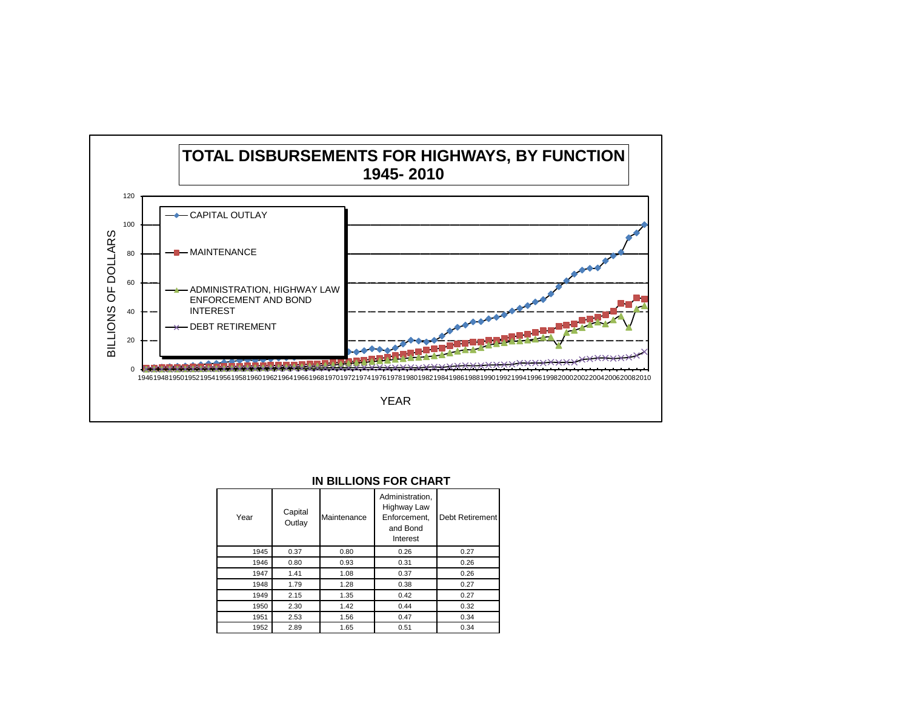# TOTAL DISBURSEMENTS FOR HIGHWAYS, BY FUNCTION 1945- 2010

BILLIONS OF DOLLARS

- CAPITAL OUTLAY
- MAINTENANCE
- ADMINISTRATION, HIGHWAY LAW ENFORCEMENT AND BOND INTEREST
- DEBT RETIREMENT

YEAR

## IN BILLIONS FOR CHART

| Year | Capital Outlay | Maintenance | Administration, Highway Law Enforcement, and Bond Interest | Debt Retirement |
|---|---|---|---|---|
| 1945 | 0.37 | 0.80 | 0.26 | 0.27 |
| 1946 | 0.80 | 0.93 | 0.31 | 0.26 |
| 1947 | 1.41 | 1.08 | 0.37 | 0.26 |
| 1948 | 1.79 | 1.28 | 0.38 | 0.27 |
| 1949 | 2.15 | 1.35 | 0.42 | 0.27 |
| 1950 | 2.30 | 1.42 | 0.44 | 0.32 |
| 1951 | 2.53 | 1.56 | 0.47 | 0.34 |
| 1952 | 2.89 | 1.65 | 0.51 | 0.34 |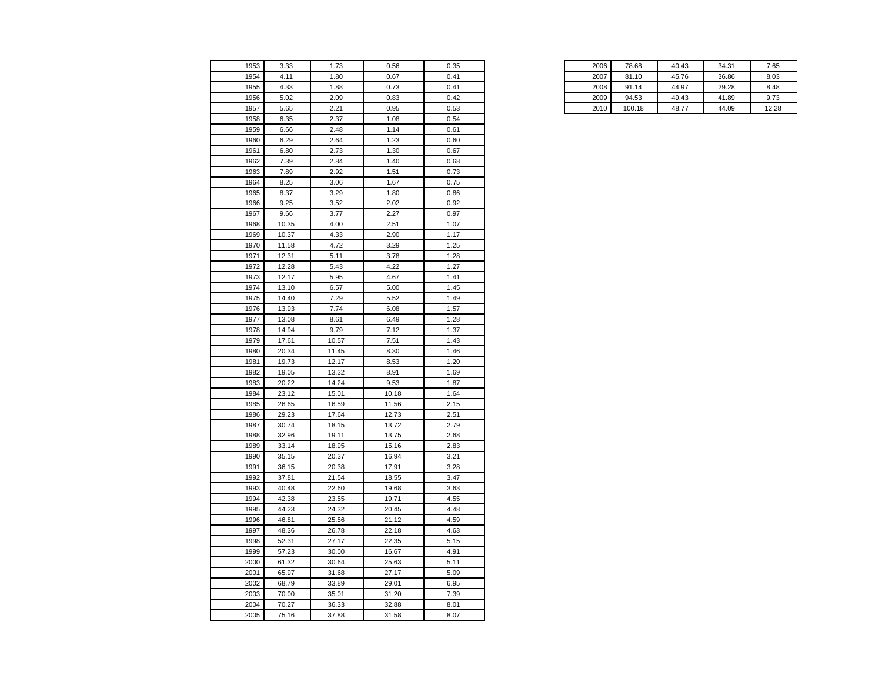| | | | | |
|---|---|---|---|---|
| 1953 | 3.33 | 1.73 | 0.56 | 0.35 |
| 1954 | 4.11 | 1.80 | 0.67 | 0.41 |
| 1955 | 4.33 | 1.88 | 0.73 | 0.41 |
| 1956 | 5.02 | 2.09 | 0.83 | 0.42 |
| 1957 | 5.65 | 2.21 | 0.95 | 0.53 |
| 1958 | 6.35 | 2.37 | 1.08 | 0.54 |
| 1959 | 6.66 | 2.48 | 1.14 | 0.61 |
| 1960 | 6.29 | 2.64 | 1.23 | 0.60 |
| 1961 | 6.80 | 2.73 | 1.30 | 0.67 |
| 1962 | 7.39 | 2.84 | 1.40 | 0.68 |
| 1963 | 7.89 | 2.92 | 1.51 | 0.73 |
| 1964 | 8.25 | 3.06 | 1.67 | 0.75 |
| 1965 | 8.37 | 3.29 | 1.80 | 0.86 |
| 1966 | 9.25 | 3.52 | 2.02 | 0.92 |
| 1967 | 9.66 | 3.77 | 2.27 | 0.97 |
| 1968 | 10.35 | 4.00 | 2.51 | 1.07 |
| 1969 | 10.37 | 4.33 | 2.90 | 1.17 |
| 1970 | 11.58 | 4.72 | 3.29 | 1.25 |
| 1971 | 12.31 | 5.11 | 3.78 | 1.28 |
| 1972 | 12.28 | 5.43 | 4.22 | 1.27 |
| 1973 | 12.17 | 5.95 | 4.67 | 1.41 |
| 1974 | 13.10 | 6.57 | 5.00 | 1.45 |
| 1975 | 14.40 | 7.29 | 5.52 | 1.49 |
| 1976 | 13.93 | 7.74 | 6.08 | 1.57 |
| 1977 | 13.08 | 8.61 | 6.49 | 1.28 |
| 1978 | 14.94 | 9.79 | 7.12 | 1.37 |
| 1979 | 17.61 | 10.57 | 7.51 | 1.43 |
| 1980 | 20.34 | 11.45 | 8.30 | 1.46 |
| 1981 | 19.73 | 12.17 | 8.53 | 1.20 |
| 1982 | 19.05 | 13.32 | 8.91 | 1.69 |
| 1983 | 20.22 | 14.24 | 9.53 | 1.87 |
| 1984 | 23.12 | 15.01 | 10.18 | 1.64 |
| 1985 | 26.65 | 16.59 | 11.56 | 2.15 |
| 1986 | 29.23 | 17.64 | 12.73 | 2.51 |
| 1987 | 30.74 | 18.15 | 13.72 | 2.79 |
| 1988 | 32.96 | 19.11 | 13.75 | 2.68 |
| 1989 | 33.14 | 18.95 | 15.16 | 2.83 |
| 1990 | 35.15 | 20.37 | 16.94 | 3.21 |
| 1991 | 36.15 | 20.38 | 17.91 | 3.28 |
| 1992 | 37.81 | 21.54 | 18.55 | 3.47 |
| 1993 | 40.48 | 22.60 | 19.68 | 3.63 |
| 1994 | 42.38 | 23.55 | 19.71 | 4.55 |
| 1995 | 44.23 | 24.32 | 20.45 | 4.48 |
| 1996 | 46.81 | 25.56 | 21.12 | 4.59 |
| 1997 | 48.36 | 26.78 | 22.18 | 4.63 |
| 1998 | 52.31 | 27.17 | 22.35 | 5.15 |
| 1999 | 57.23 | 30.00 | 16.67 | 4.91 |
| 2000 | 61.32 | 30.64 | 25.63 | 5.11 |
| 2001 | 65.97 | 31.68 | 27.17 | 5.09 |
| 2002 | 68.79 | 33.89 | 29.01 | 6.95 |
| 2003 | 70.00 | 35.01 | 31.20 | 7.39 |
| 2004 | 70.27 | 36.33 | 32.88 | 8.01 |
| 2005 | 75.16 | 37.88 | 31.58 | 8.07 |
| 2006 | 78.68 | 40.43 | 34.31 | 7.65 |
| 2007 | 81.10 | 45.76 | 36.86 | 8.03 |
| 2008 | 91.14 | 44.97 | 29.28 | 8.48 |
| 2009 | 94.53 | 49.43 | 41.89 | 9.73 |
| 2010 | 100.18 | 48.77 | 44.09 | 12.28 |